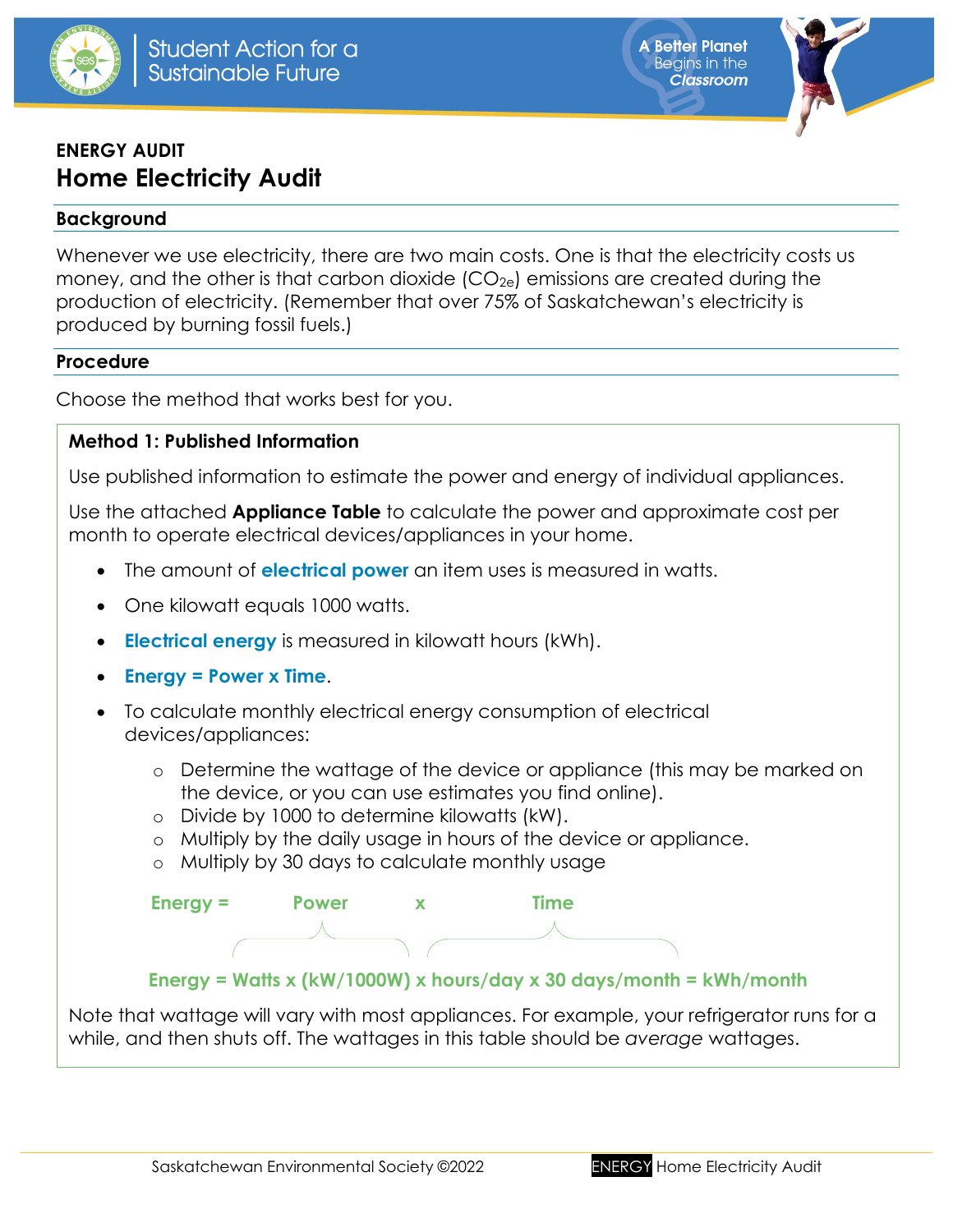Student Action for a Sustainable Future

A Better Planet Begins in the *Classroom*

**ENERGY AUDIT**

# Home Electricity Audit

## Background

Whenever we use electricity, there are two main costs. One is that the electricity costs us money, and the other is that carbon dioxide ($CO_{2e}$) emissions are created during the production of electricity. (Remember that over 75% of Saskatchewan's electricity is produced by burning fossil fuels.)

## Procedure

Choose the method that works best for you.

### Method 1: Published Information

Use published information to estimate the power and energy of individual appliances.

Use the attached **Appliance Table** to calculate the power and approximate cost per month to operate electrical devices/appliances in your home.

- The amount of **electrical power** an item uses is measured in watts.
- One kilowatt equals 1000 watts.
- **Electrical energy** is measured in kilowatt hours (kWh).
- **Energy = Power x Time**.
- To calculate monthly electrical energy consumption of electrical devices/appliances:
  - Determine the wattage of the device or appliance (this may be marked on the device, or you can use estimates you find online).
  - Divide by 1000 to determine kilowatts (kW).
  - Multiply by the daily usage in hours of the device or appliance.
  - Multiply by 30 days to calculate monthly usage

**Energy = Power x Time**

**Energy = Watts x (kW/1000W) x hours/day x 30 days/month = kWh/month**

Note that wattage will vary with most appliances. For example, your refrigerator runs for a while, and then shuts off. The wattages in this table should be *average* wattages.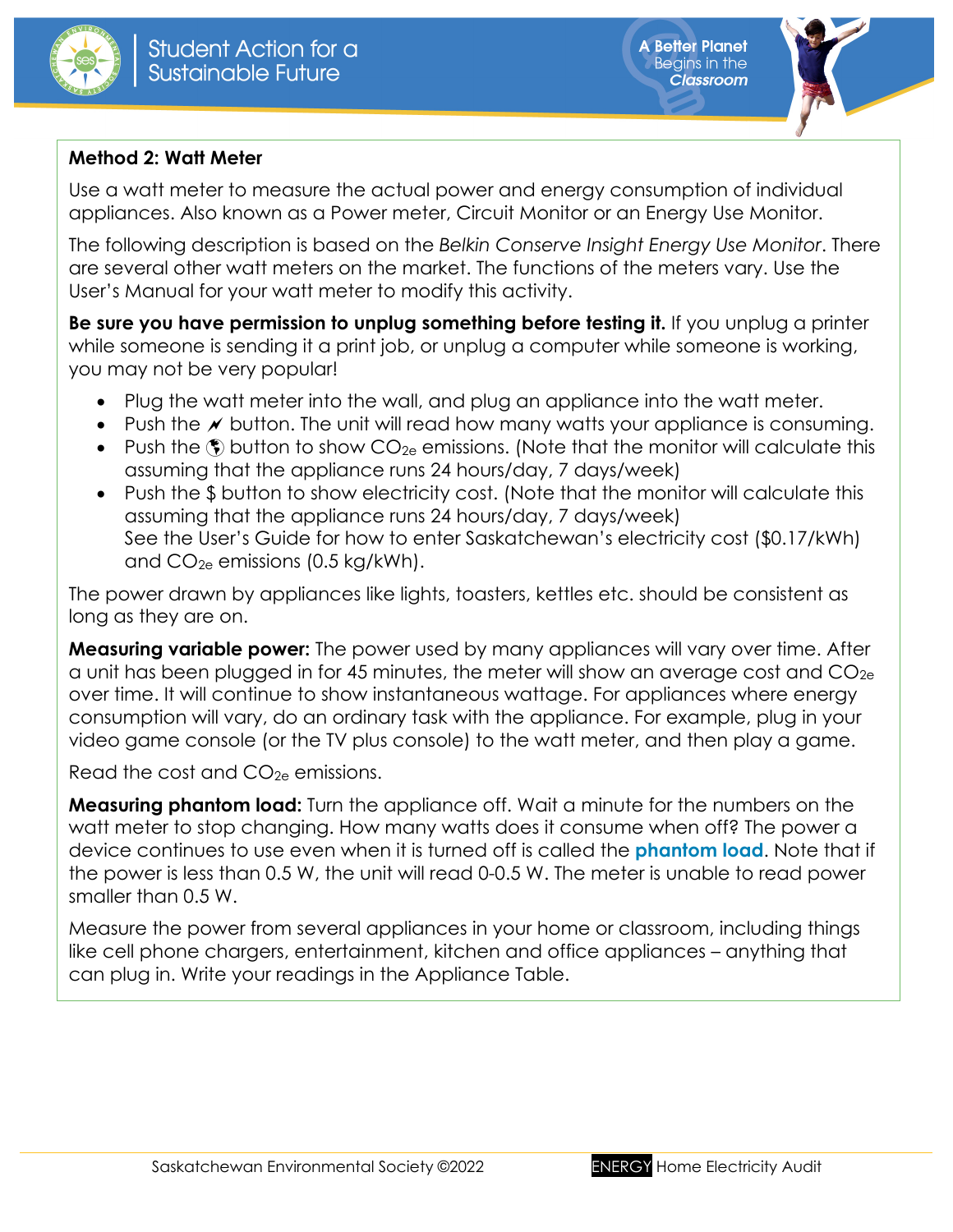### Method 2: Watt Meter

Use a watt meter to measure the actual power and energy consumption of individual appliances. Also known as a Power meter, Circuit Monitor or an Energy Use Monitor.

The following description is based on the *Belkin Conserve Insight Energy Use Monitor*. There are several other watt meters on the market. The functions of the meters vary. Use the User's Manual for your watt meter to modify this activity.

**Be sure you have permission to unplug something before testing it.** If you unplug a printer while someone is sending it a print job, or unplug a computer while someone is working, you may not be very popular!

- Plug the watt meter into the wall, and plug an appliance into the watt meter.
- Push the ⚡ button. The unit will read how many watts your appliance is consuming.
- Push the 🌎 button to show $CO_{2e}$ emissions. (Note that the monitor will calculate this assuming that the appliance runs 24 hours/day, 7 days/week)
- Push the $ button to show electricity cost. (Note that the monitor will calculate this assuming that the appliance runs 24 hours/day, 7 days/week)
  See the User's Guide for how to enter Saskatchewan's electricity cost ($0.17/kWh) and $CO_{2e}$ emissions (0.5 kg/kWh).

The power drawn by appliances like lights, toasters, kettles etc. should be consistent as long as they are on.

**Measuring variable power:** The power used by many appliances will vary over time. After a unit has been plugged in for 45 minutes, the meter will show an average cost and $CO_{2e}$ over time. It will continue to show instantaneous wattage. For appliances where energy consumption will vary, do an ordinary task with the appliance. For example, plug in your video game console (or the TV plus console) to the watt meter, and then play a game.

Read the cost and $CO_{2e}$ emissions.

**Measuring phantom load:** Turn the appliance off. Wait a minute for the numbers on the watt meter to stop changing. How many watts does it consume when off? The power a device continues to use even when it is turned off is called the **phantom load**. Note that if the power is less than 0.5 W, the unit will read 0-0.5 W. The meter is unable to read power smaller than 0.5 W.

Measure the power from several appliances in your home or classroom, including things like cell phone chargers, entertainment, kitchen and office appliances – anything that can plug in. Write your readings in the Appliance Table.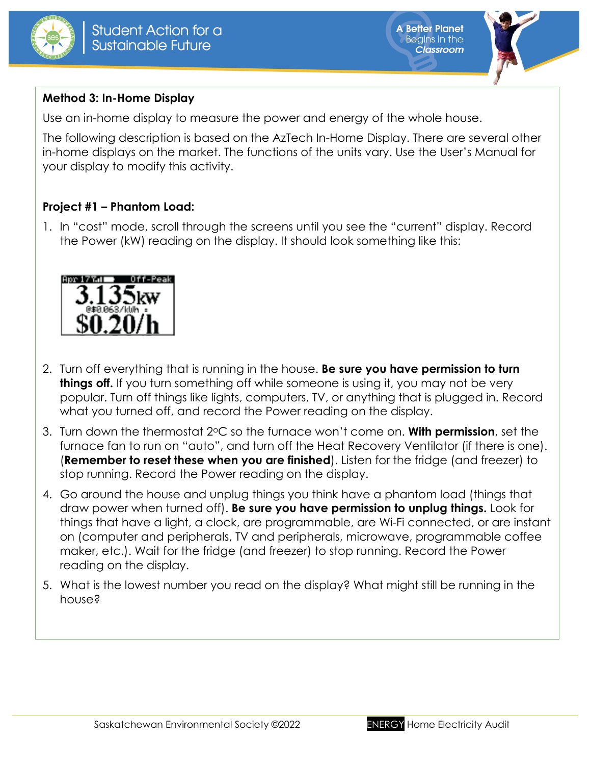**Method 3: In-Home Display**

Use an in-home display to measure the power and energy of the whole house.

The following description is based on the AzTech In-Home Display. There are several other in-home displays on the market. The functions of the units vary. Use the User's Manual for your display to modify this activity.

**Project #1 – Phantom Load:**

1. In "cost" mode, scroll through the screens until you see the "current" display. Record the Power (kW) reading on the display. It should look something like this:

   Apr 17 Off-Peak
   3.135kW
   @$0.063/kWh
   $0.20/h

2. Turn off everything that is running in the house. **Be sure you have permission to turn things off.** If you turn something off while someone is using it, you may not be very popular. Turn off things like lights, computers, TV, or anything that is plugged in. Record what you turned off, and record the Power reading on the display.
3. Turn down the thermostat 2°C so the furnace won't come on. **With permission**, set the furnace fan to run on "auto", and turn off the Heat Recovery Ventilator (if there is one). (**Remember to reset these when you are finished**). Listen for the fridge (and freezer) to stop running. Record the Power reading on the display.
4. Go around the house and unplug things you think have a phantom load (things that draw power when turned off). **Be sure you have permission to unplug things.** Look for things that have a light, a clock, are programmable, are Wi-Fi connected, or are instant on (computer and peripherals, TV and peripherals, microwave, programmable coffee maker, etc.). Wait for the fridge (and freezer) to stop running. Record the Power reading on the display.
5. What is the lowest number you read on the display? What might still be running in the house?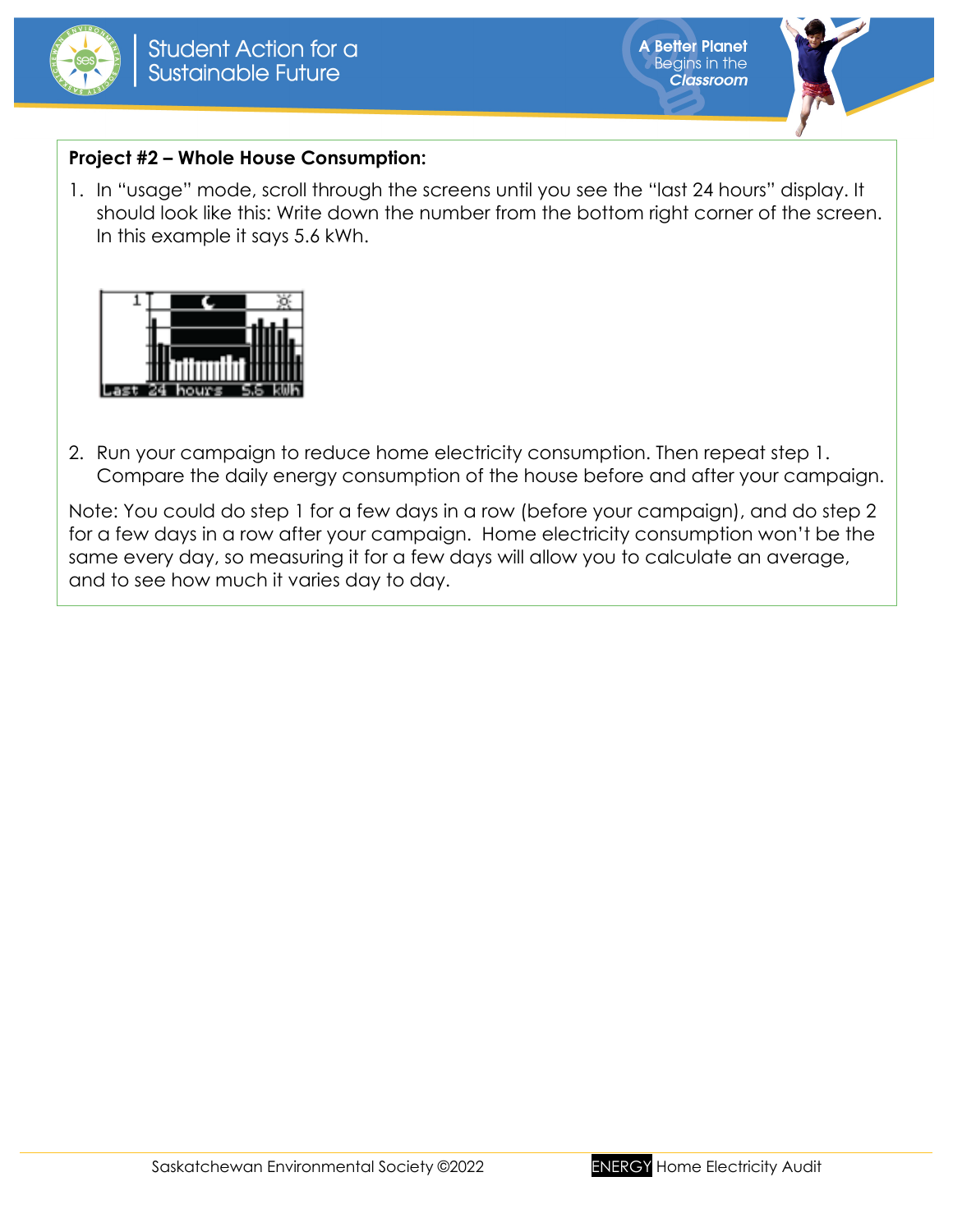**Project #2 – Whole House Consumption:**

1. In "usage" mode, scroll through the screens until you see the "last 24 hours" display. It should look like this: Write down the number from the bottom right corner of the screen. In this example it says 5.6 kWh.

2. Run your campaign to reduce home electricity consumption. Then repeat step 1. Compare the daily energy consumption of the house before and after your campaign.

Note: You could do step 1 for a few days in a row (before your campaign), and do step 2 for a few days in a row after your campaign. Home electricity consumption won't be the same every day, so measuring it for a few days will allow you to calculate an average, and to see how much it varies day to day.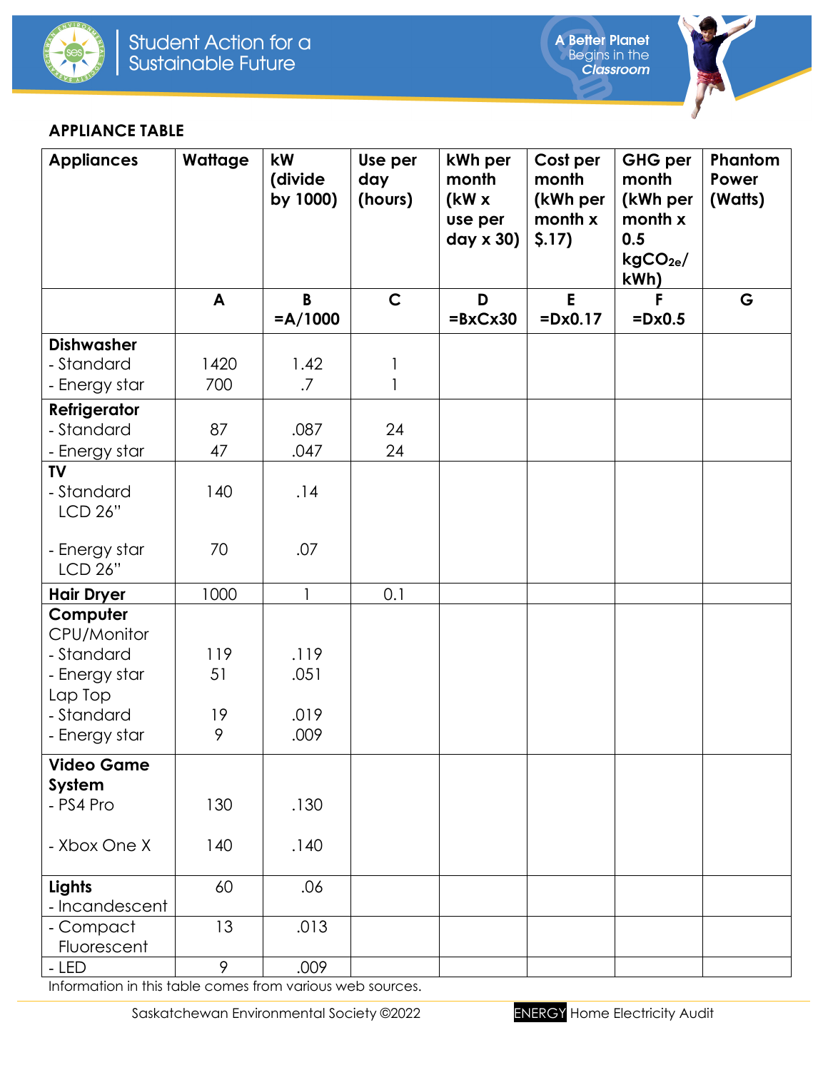## APPLIANCE TABLE

| Appliances | Wattage | kW (divide by 1000) | Use per day (hours) | kWh per month (kW x use per day x 30) | Cost per month (kWh per month x $.17) | GHG per month (kWh per month x 0.5 $kgCO_{2e}$/ kWh) | Phantom Power (Watts) |
|---|---|---|---|---|---|---|---|
| | A | B =A/1000 | C | D =BxCx30 | E =Dx0.17 | F =Dx0.5 | G |
| **Dishwasher** | | | | | | | |
| - Standard | 1420 | 1.42 | 1 | | | | |
| - Energy star | 700 | .7 | 1 | | | | |
| **Refrigerator** | | | | | | | |
| - Standard | 87 | .087 | 24 | | | | |
| - Energy star | 47 | .047 | 24 | | | | |
| **TV** | | | | | | | |
| - Standard LCD 26" | 140 | .14 | | | | | |
| - Energy star LCD 26" | 70 | .07 | | | | | |
| **Hair Dryer** | 1000 | 1 | 0.1 | | | | |
| **Computer** | | | | | | | |
| CPU/Monitor | | | | | | | |
| - Standard | 119 | .119 | | | | | |
| - Energy star | 51 | .051 | | | | | |
| Lap Top | | | | | | | |
| - Standard | 19 | .019 | | | | | |
| - Energy star | 9 | .009 | | | | | |
| **Video Game System** | | | | | | | |
| - PS4 Pro | 130 | .130 | | | | | |
| - Xbox One X | 140 | .140 | | | | | |
| **Lights** - Incandescent | 60 | .06 | | | | | |
| - Compact Fluorescent | 13 | .013 | | | | | |
| - LED | 9 | .009 | | | | | |

Information in this table comes from various web sources.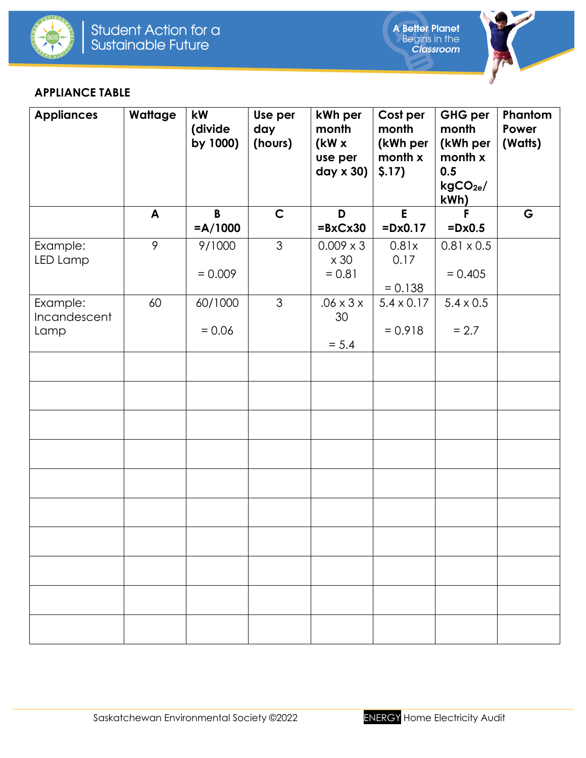## APPLIANCE TABLE

| Appliances | Wattage | kW (divide by 1000) | Use per day (hours) | kWh per month (kW x use per day x 30) | Cost per month (kWh per month x $.17) | GHG per month (kWh per month x 0.5 $kgCO_{2e}$/kWh) | Phantom Power (Watts) |
|---|---|---|---|---|---|---|---|
| | A | B =A/1000 | C | D =BxCx30 | E =Dx0.17 | F =Dx0.5 | G |
| Example: LED Lamp | 9 | 9/1000 = 0.009 | 3 | 0.009 x 3 x 30 = 0.81 | 0.81x 0.17 = 0.138 | 0.81 x 0.5 = 0.405 | |
| Example: Incandescent Lamp | 60 | 60/1000 = 0.06 | 3 | .06 x 3 x 30 = 5.4 | 5.4 x 0.17 = 0.918 | 5.4 x 0.5 = 2.7 | |
| | | | | | | | |
| | | | | | | | |
| | | | | | | | |
| | | | | | | | |
| | | | | | | | |
| | | | | | | | |
| | | | | | | | |
| | | | | | | | |
| | | | | | | | |
| | | | | | | | |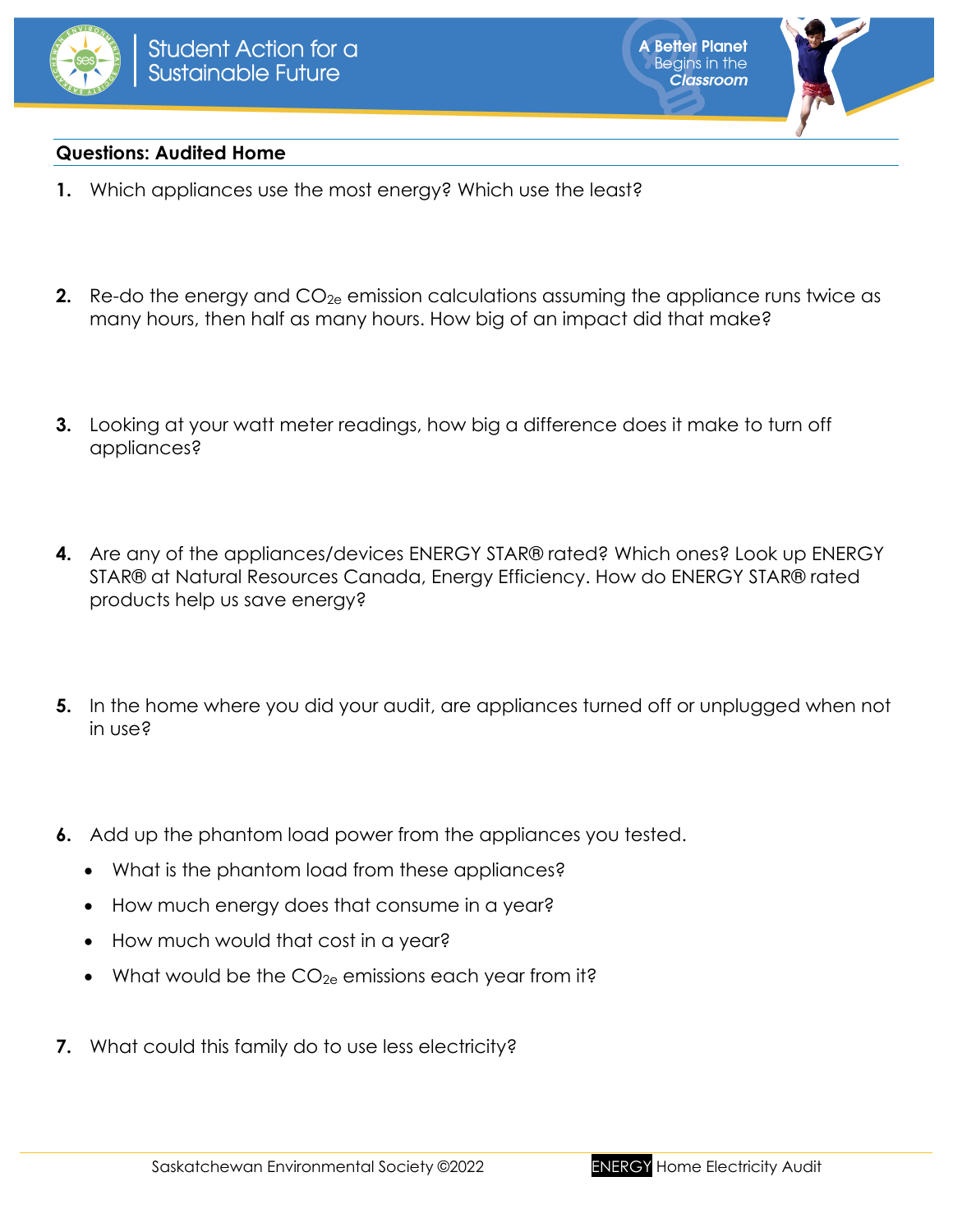## Questions: Audited Home

1. Which appliances use the most energy? Which use the least?

2. Re-do the energy and $CO_{2e}$ emission calculations assuming the appliance runs twice as many hours, then half as many hours. How big of an impact did that make?

3. Looking at your watt meter readings, how big a difference does it make to turn off appliances?

4. Are any of the appliances/devices ENERGY STAR® rated? Which ones? Look up ENERGY STAR® at Natural Resources Canada, Energy Efficiency. How do ENERGY STAR® rated products help us save energy?

5. In the home where you did your audit, are appliances turned off or unplugged when not in use?

6. Add up the phantom load power from the appliances you tested.
   - What is the phantom load from these appliances?
   - How much energy does that consume in a year?
   - How much would that cost in a year?
   - What would be the $CO_{2e}$ emissions each year from it?

7. What could this family do to use less electricity?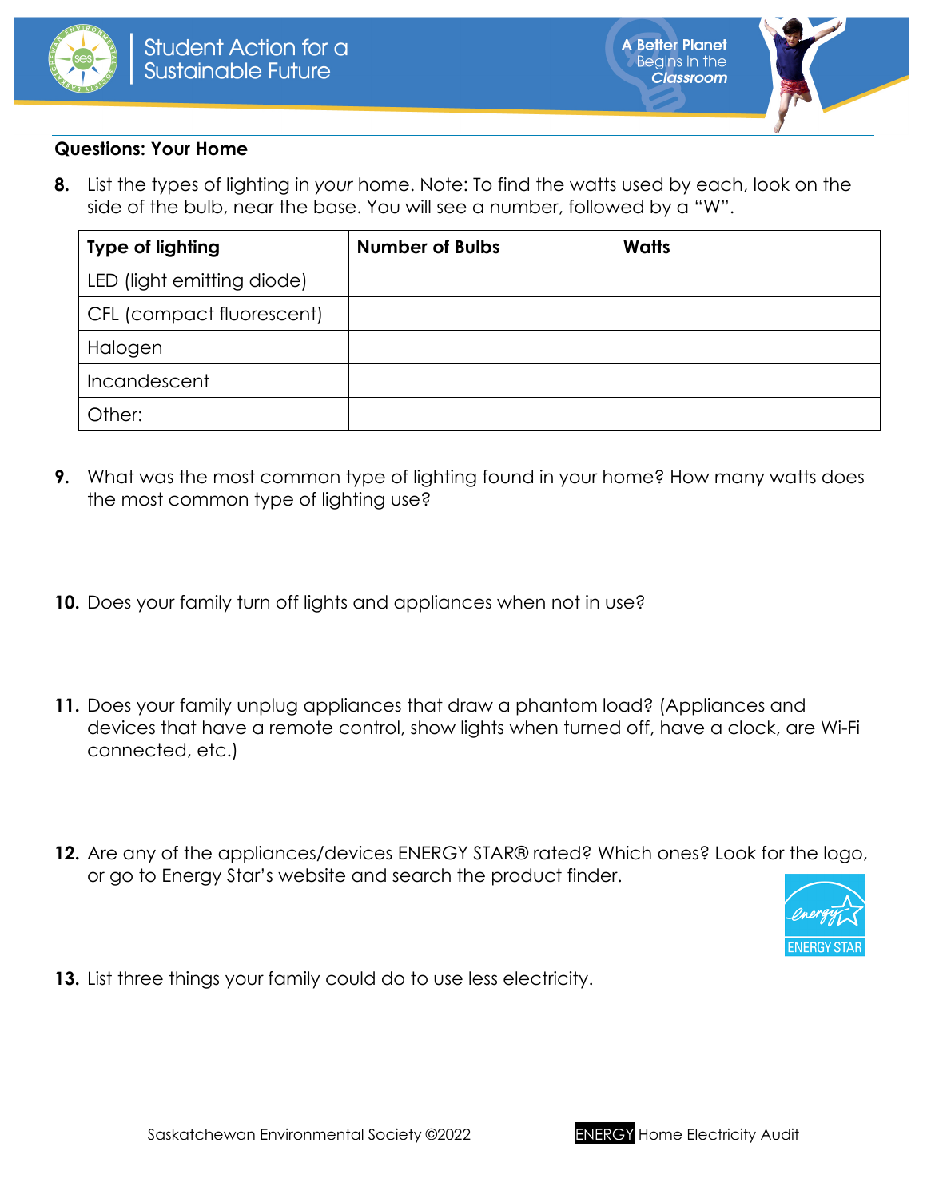**Questions: Your Home**

8. List the types of lighting in *your* home. Note: To find the watts used by each, look on the side of the bulb, near the base. You will see a number, followed by a "W".

| Type of lighting | Number of Bulbs | Watts |
|---|---|---|
| LED (light emitting diode) | | |
| CFL (compact fluorescent) | | |
| Halogen | | |
| Incandescent | | |
| Other: | | |

9. What was the most common type of lighting found in your home? How many watts does the most common type of lighting use?

10. Does your family turn off lights and appliances when not in use?

11. Does your family unplug appliances that draw a phantom load? (Appliances and devices that have a remote control, show lights when turned off, have a clock, are Wi-Fi connected, etc.)

12. Are any of the appliances/devices ENERGY STAR® rated? Which ones? Look for the logo, or go to Energy Star's website and search the product finder.

13. List three things your family could do to use less electricity.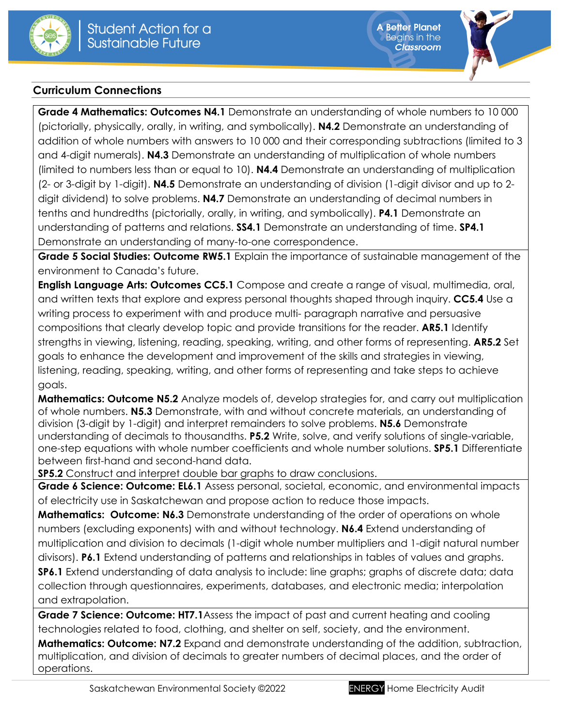## Curriculum Connections

**Grade 4 Mathematics: Outcomes N4.1** Demonstrate an understanding of whole numbers to 10 000 (pictorially, physically, orally, in writing, and symbolically). **N4.2** Demonstrate an understanding of addition of whole numbers with answers to 10 000 and their corresponding subtractions (limited to 3 and 4-digit numerals). **N4.3** Demonstrate an understanding of multiplication of whole numbers (limited to numbers less than or equal to 10). **N4.4** Demonstrate an understanding of multiplication (2- or 3-digit by 1-digit). **N4.5** Demonstrate an understanding of division (1-digit divisor and up to 2-digit dividend) to solve problems. **N4.7** Demonstrate an understanding of decimal numbers in tenths and hundredths (pictorially, orally, in writing, and symbolically). **P4.1** Demonstrate an understanding of patterns and relations. **SS4.1** Demonstrate an understanding of time. **SP4.1** Demonstrate an understanding of many-to-one correspondence.

**Grade 5 Social Studies: Outcome RW5.1** Explain the importance of sustainable management of the environment to Canada's future.

**English Language Arts: Outcomes CC5.1** Compose and create a range of visual, multimedia, oral, and written texts that explore and express personal thoughts shaped through inquiry. **CC5.4** Use a writing process to experiment with and produce multi- paragraph narrative and persuasive compositions that clearly develop topic and provide transitions for the reader. **AR5.1** Identify strengths in viewing, listening, reading, speaking, writing, and other forms of representing. **AR5.2** Set goals to enhance the development and improvement of the skills and strategies in viewing, listening, reading, speaking, writing, and other forms of representing and take steps to achieve goals.

**Mathematics: Outcome N5.2** Analyze models of, develop strategies for, and carry out multiplication of whole numbers. **N5.3** Demonstrate, with and without concrete materials, an understanding of division (3-digit by 1-digit) and interpret remainders to solve problems. **N5.6** Demonstrate understanding of decimals to thousandths. **P5.2** Write, solve, and verify solutions of single-variable, one-step equations with whole number coefficients and whole number solutions. **SP5.1** Differentiate between first-hand and second-hand data.

**SP5.2** Construct and interpret double bar graphs to draw conclusions.

**Grade 6 Science: Outcome: EL6.1** Assess personal, societal, economic, and environmental impacts of electricity use in Saskatchewan and propose action to reduce those impacts.

**Mathematics: Outcome: N6.3** Demonstrate understanding of the order of operations on whole numbers (excluding exponents) with and without technology. **N6.4** Extend understanding of multiplication and division to decimals (1-digit whole number multipliers and 1-digit natural number divisors). **P6.1** Extend understanding of patterns and relationships in tables of values and graphs. **SP6.1** Extend understanding of data analysis to include: line graphs; graphs of discrete data; data collection through questionnaires, experiments, databases, and electronic media; interpolation and extrapolation.

**Grade 7 Science: Outcome: HT7.1** Assess the impact of past and current heating and cooling technologies related to food, clothing, and shelter on self, society, and the environment.

**Mathematics: Outcome: N7.2** Expand and demonstrate understanding of the addition, subtraction, multiplication, and division of decimals to greater numbers of decimal places, and the order of operations.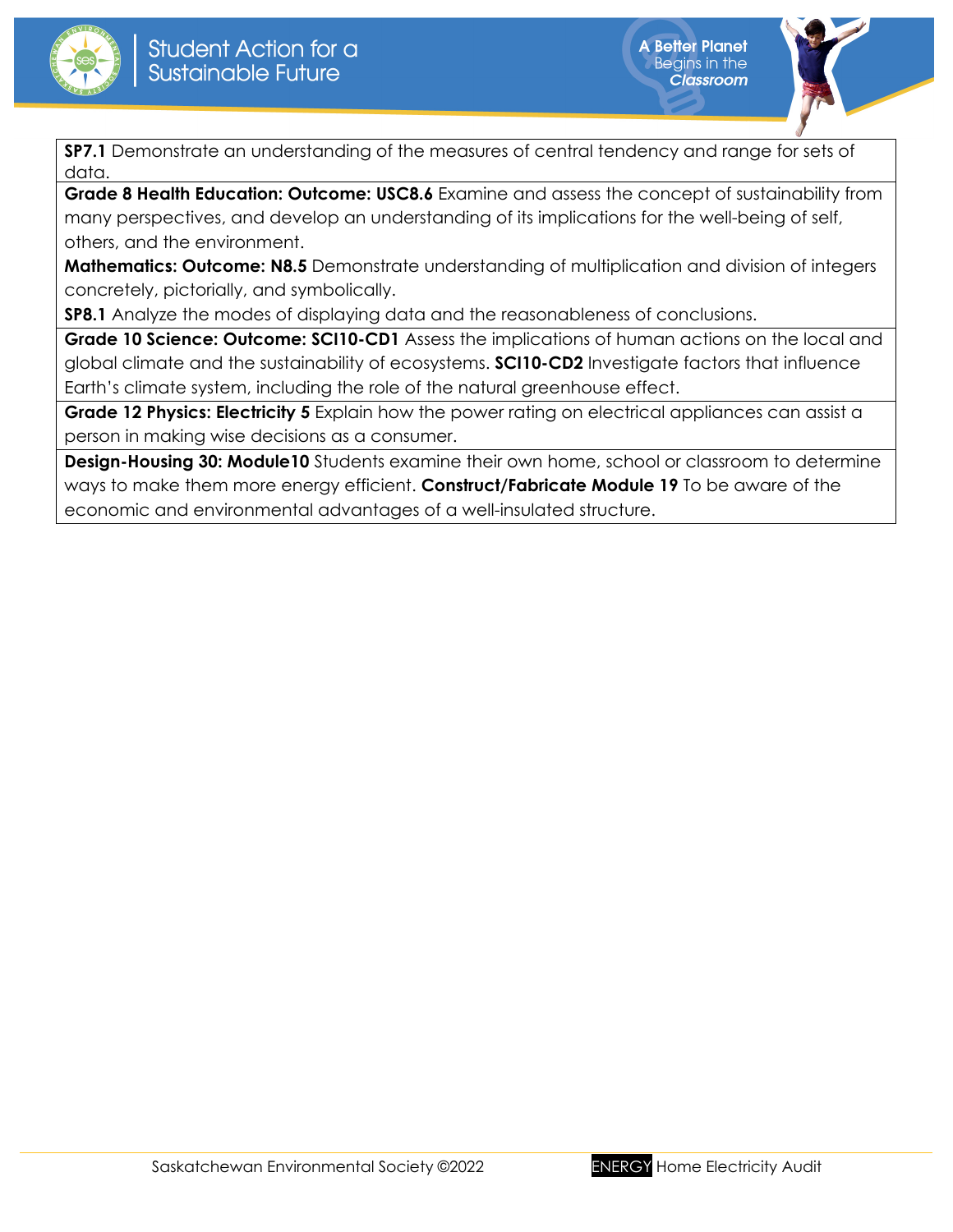| | 
|---|
| **SP7.1** Demonstrate an understanding of the measures of central tendency and range for sets of data. |
| **Grade 8 Health Education: Outcome: USC8.6** Examine and assess the concept of sustainability from many perspectives, and develop an understanding of its implications for the well-being of self, others, and the environment. |
| **Mathematics: Outcome: N8.5** Demonstrate understanding of multiplication and division of integers concretely, pictorially, and symbolically. |
| **SP8.1** Analyze the modes of displaying data and the reasonableness of conclusions. |
| **Grade 10 Science: Outcome: SCI10-CD1** Assess the implications of human actions on the local and global climate and the sustainability of ecosystems. **SCI10-CD2** Investigate factors that influence Earth's climate system, including the role of the natural greenhouse effect. |
| **Grade 12 Physics: Electricity 5** Explain how the power rating on electrical appliances can assist a person in making wise decisions as a consumer. |
| **Design-Housing 30: Module10** Students examine their own home, school or classroom to determine ways to make them more energy efficient. **Construct/Fabricate Module 19** To be aware of the economic and environmental advantages of a well-insulated structure. |